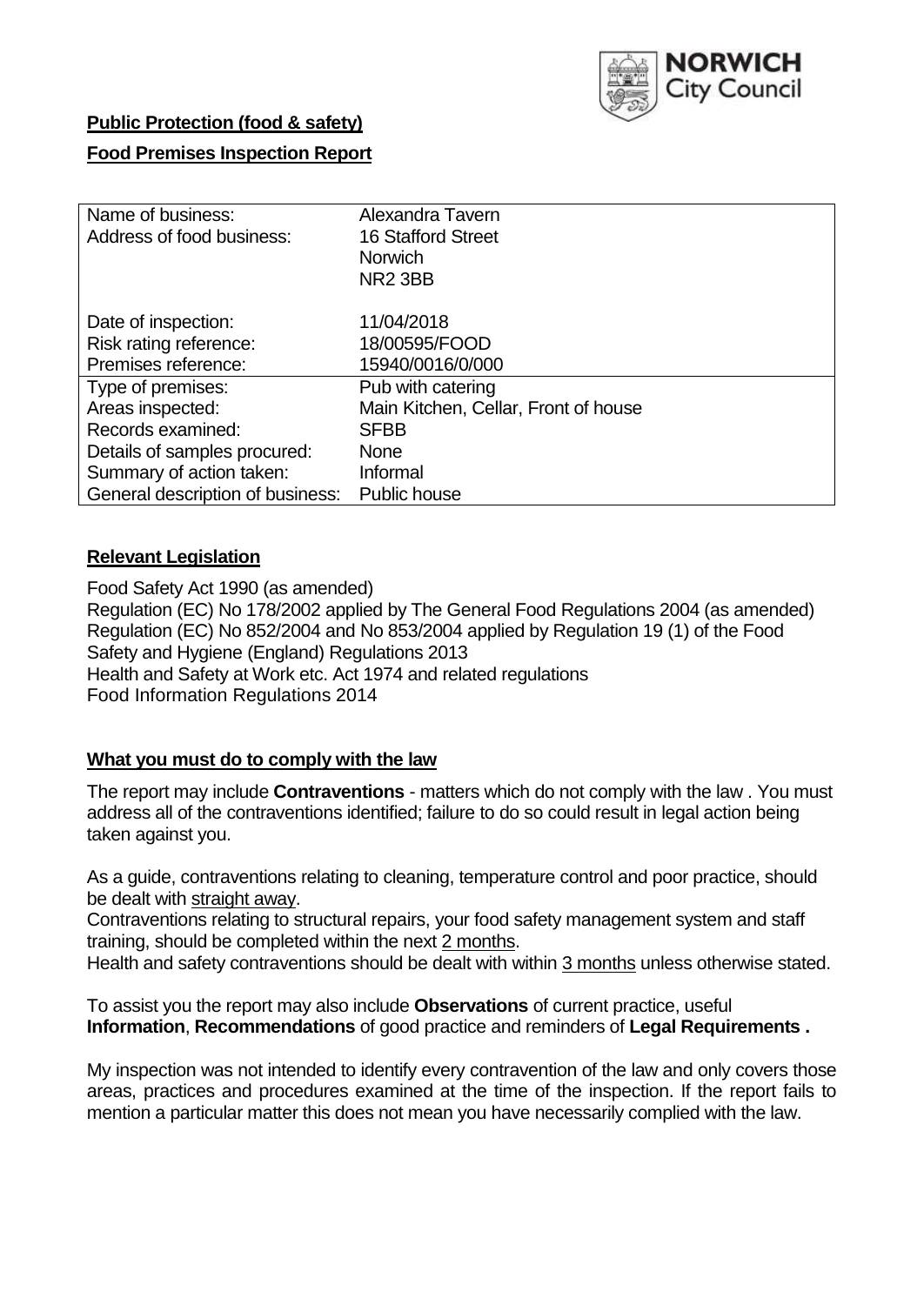**Public Protection (food & safety)**

**Food Premises Inspection Report**

| Name of business: | Alexandra Tavern |
|---|---|
| Address of food business: | 16 Stafford Street<br>Norwich<br>NR2 3BB |
| Date of inspection: | 11/04/2018 |
| Risk rating reference: | 18/00595/FOOD |
| Premises reference: | 15940/0016/0/000 |
| Type of premises: | Pub with catering |
| Areas inspected: | Main Kitchen, Cellar, Front of house |
| Records examined: | SFBB |
| Details of samples procured: | None |
| Summary of action taken: | Informal |
| General description of business: | Public house |

## **Relevant Legislation**

Food Safety Act 1990 (as amended)
Regulation (EC) No 178/2002 applied by The General Food Regulations 2004 (as amended)
Regulation (EC) No 852/2004 and No 853/2004 applied by Regulation 19 (1) of the Food Safety and Hygiene (England) Regulations 2013
Health and Safety at Work etc. Act 1974 and related regulations
Food Information Regulations 2014

## **What you must do to comply with the law**

The report may include **Contraventions** - matters which do not comply with the law . You must address all of the contraventions identified; failure to do so could result in legal action being taken against you.

As a guide, contraventions relating to cleaning, temperature control and poor practice, should be dealt with straight away.
Contraventions relating to structural repairs, your food safety management system and staff training, should be completed within the next 2 months.
Health and safety contraventions should be dealt with within 3 months unless otherwise stated.

To assist you the report may also include **Observations** of current practice, useful **Information**, **Recommendations** of good practice and reminders of **Legal Requirements .**

My inspection was not intended to identify every contravention of the law and only covers those areas, practices and procedures examined at the time of the inspection. If the report fails to mention a particular matter this does not mean you have necessarily complied with the law.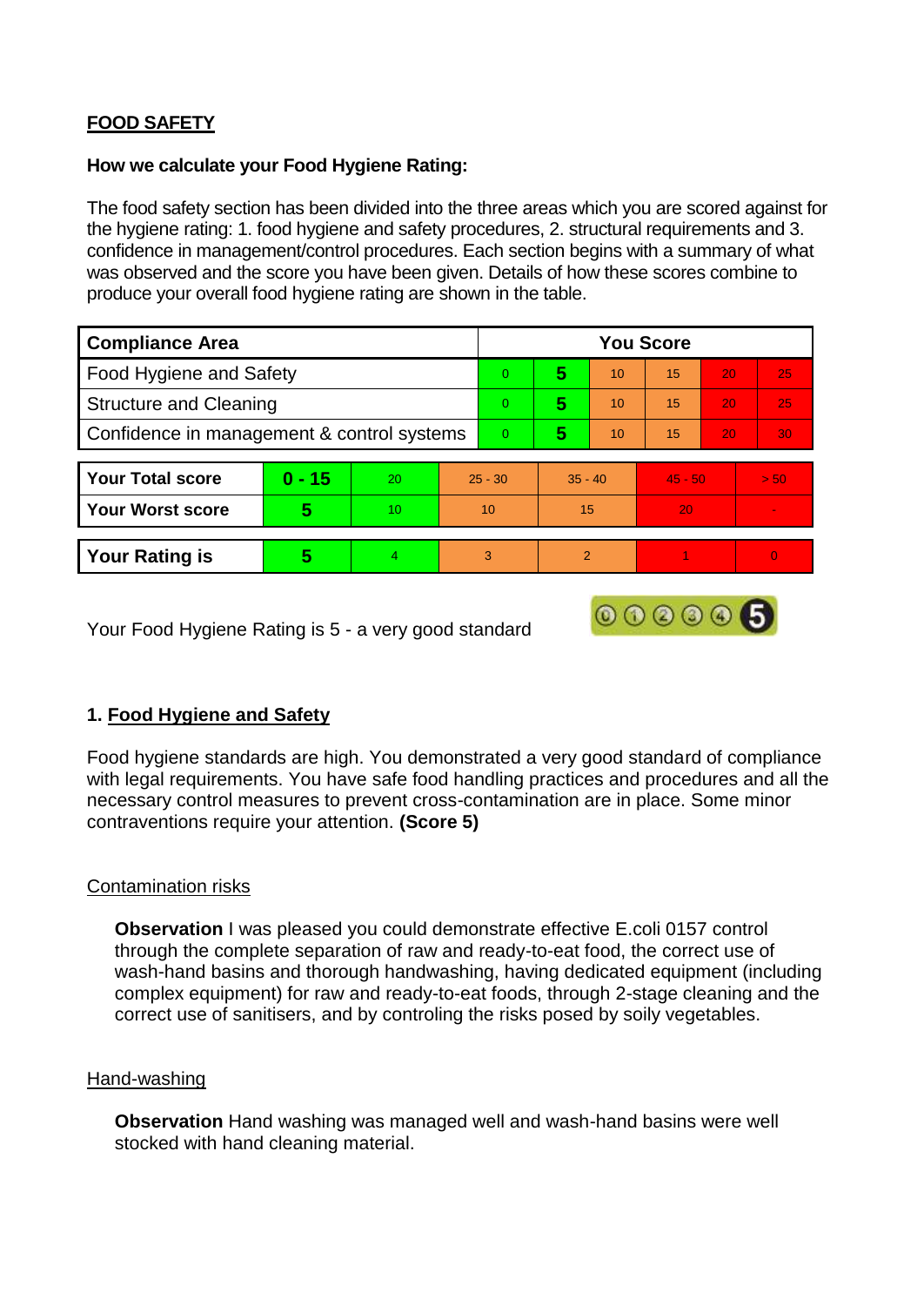## FOOD SAFETY

**How we calculate your Food Hygiene Rating:**

The food safety section has been divided into the three areas which you are scored against for the hygiene rating: 1. food hygiene and safety procedures, 2. structural requirements and 3. confidence in management/control procedures. Each section begins with a summary of what was observed and the score you have been given. Details of how these scores combine to produce your overall food hygiene rating are shown in the table.

| Compliance Area | You Score | | | | | |
|---|---|---|---|---|---|---|
| Food Hygiene and Safety | 0 | **5** | 10 | 15 | 20 | 25 |
| Structural and Cleaning | 0 | **5** | 10 | 15 | 20 | 25 |
| Confidence in management & control systems | 0 | **5** | 10 | 15 | 20 | 30 |

| | | | | | | |
|---|---|---|---|---|---|---|
| **Your Total score** | **0 - 15** | 20 | 25 - 30 | 35 - 40 | 45 - 50 | > 50 |
| **Your Worst score** | **5** | 10 | 10 | 15 | 20 | - |

| | | | | | | |
|---|---|---|---|---|---|---|
| **Your Rating is** | **5** | 4 | 3 | 2 | 1 | 0 |

Your Food Hygiene Rating is 5 - a very good standard

### 1. Food Hygiene and Safety

Food hygiene standards are high. You demonstrated a very good standard of compliance with legal requirements. You have safe food handling practices and procedures and all the necessary control measures to prevent cross-contamination are in place. Some minor contraventions require your attention. **(Score 5)**

#### Contamination risks

**Observation** I was pleased you could demonstrate effective E.coli 0157 control through the complete separation of raw and ready-to-eat food, the correct use of wash-hand basins and thorough handwashing, having dedicated equipment (including complex equipment) for raw and ready-to-eat foods, through 2-stage cleaning and the correct use of sanitisers, and by controling the risks posed by soily vegetables.

#### Hand-washing

**Observation** Hand washing was managed well and wash-hand basins were well stocked with hand cleaning material.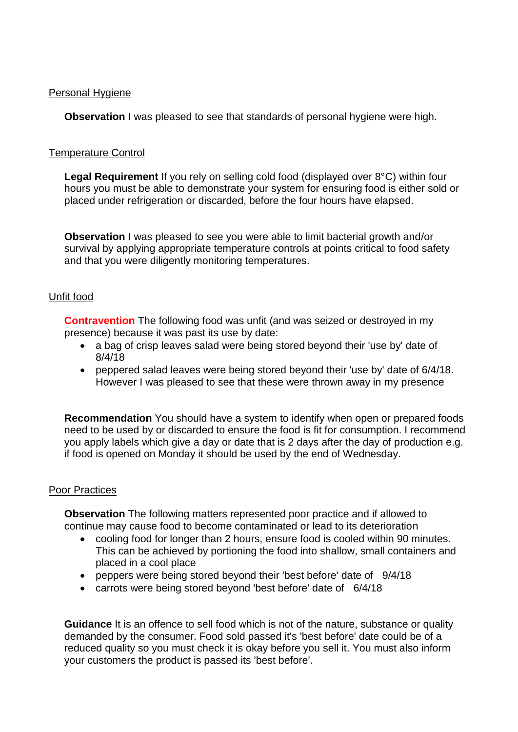Personal Hygiene

**Observation** I was pleased to see that standards of personal hygiene were high.

Temperature Control

**Legal Requirement** If you rely on selling cold food (displayed over 8°C) within four hours you must be able to demonstrate your system for ensuring food is either sold or placed under refrigeration or discarded, before the four hours have elapsed.

**Observation** I was pleased to see you were able to limit bacterial growth and/or survival by applying appropriate temperature controls at points critical to food safety and that you were diligently monitoring temperatures.

Unfit food

**Contravention** The following food was unfit (and was seized or destroyed in my presence) because it was past its use by date:

- a bag of crisp leaves salad were being stored beyond their 'use by' date of 8/4/18
- peppered salad leaves were being stored beyond their 'use by' date of 6/4/18. However I was pleased to see that these were thrown away in my presence

**Recommendation** You should have a system to identify when open or prepared foods need to be used by or discarded to ensure the food is fit for consumption. I recommend you apply labels which give a day or date that is 2 days after the day of production e.g. if food is opened on Monday it should be used by the end of Wednesday.

Poor Practices

**Observation** The following matters represented poor practice and if allowed to continue may cause food to become contaminated or lead to its deterioration

- cooling food for longer than 2 hours, ensure food is cooled within 90 minutes. This can be achieved by portioning the food into shallow, small containers and placed in a cool place
- peppers were being stored beyond their 'best before' date of 9/4/18
- carrots were being stored beyond 'best before' date of 6/4/18

**Guidance** It is an offence to sell food which is not of the nature, substance or quality demanded by the consumer. Food sold passed it's 'best before' date could be of a reduced quality so you must check it is okay before you sell it. You must also inform your customers the product is passed its 'best before'.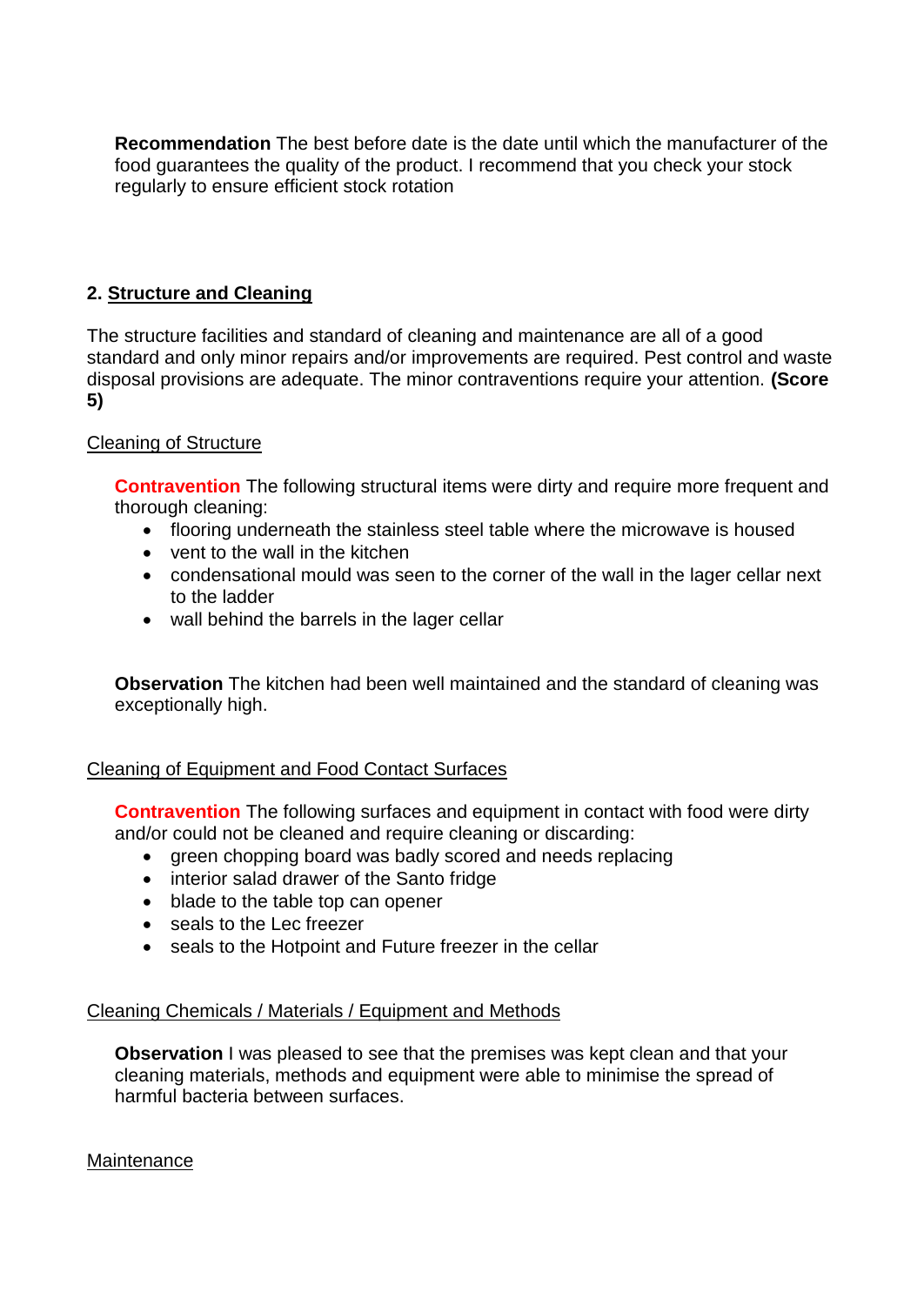**Recommendation** The best before date is the date until which the manufacturer of the food guarantees the quality of the product. I recommend that you check your stock regularly to ensure efficient stock rotation

## 2. Structure and Cleaning

The structure facilities and standard of cleaning and maintenance are all of a good standard and only minor repairs and/or improvements are required. Pest control and waste disposal provisions are adequate. The minor contraventions require your attention. **(Score 5)**

### Cleaning of Structure

**Contravention** The following structural items were dirty and require more frequent and thorough cleaning:

- flooring underneath the stainless steel table where the microwave is housed
- vent to the wall in the kitchen
- condensational mould was seen to the corner of the wall in the lager cellar next to the ladder
- wall behind the barrels in the lager cellar

**Observation** The kitchen had been well maintained and the standard of cleaning was exceptionally high.

### Cleaning of Equipment and Food Contact Surfaces

**Contravention** The following surfaces and equipment in contact with food were dirty and/or could not be cleaned and require cleaning or discarding:

- green chopping board was badly scored and needs replacing
- interior salad drawer of the Santo fridge
- blade to the table top can opener
- seals to the Lec freezer
- seals to the Hotpoint and Future freezer in the cellar

### Cleaning Chemicals / Materials / Equipment and Methods

**Observation** I was pleased to see that the premises was kept clean and that your cleaning materials, methods and equipment were able to minimise the spread of harmful bacteria between surfaces.

### Maintenance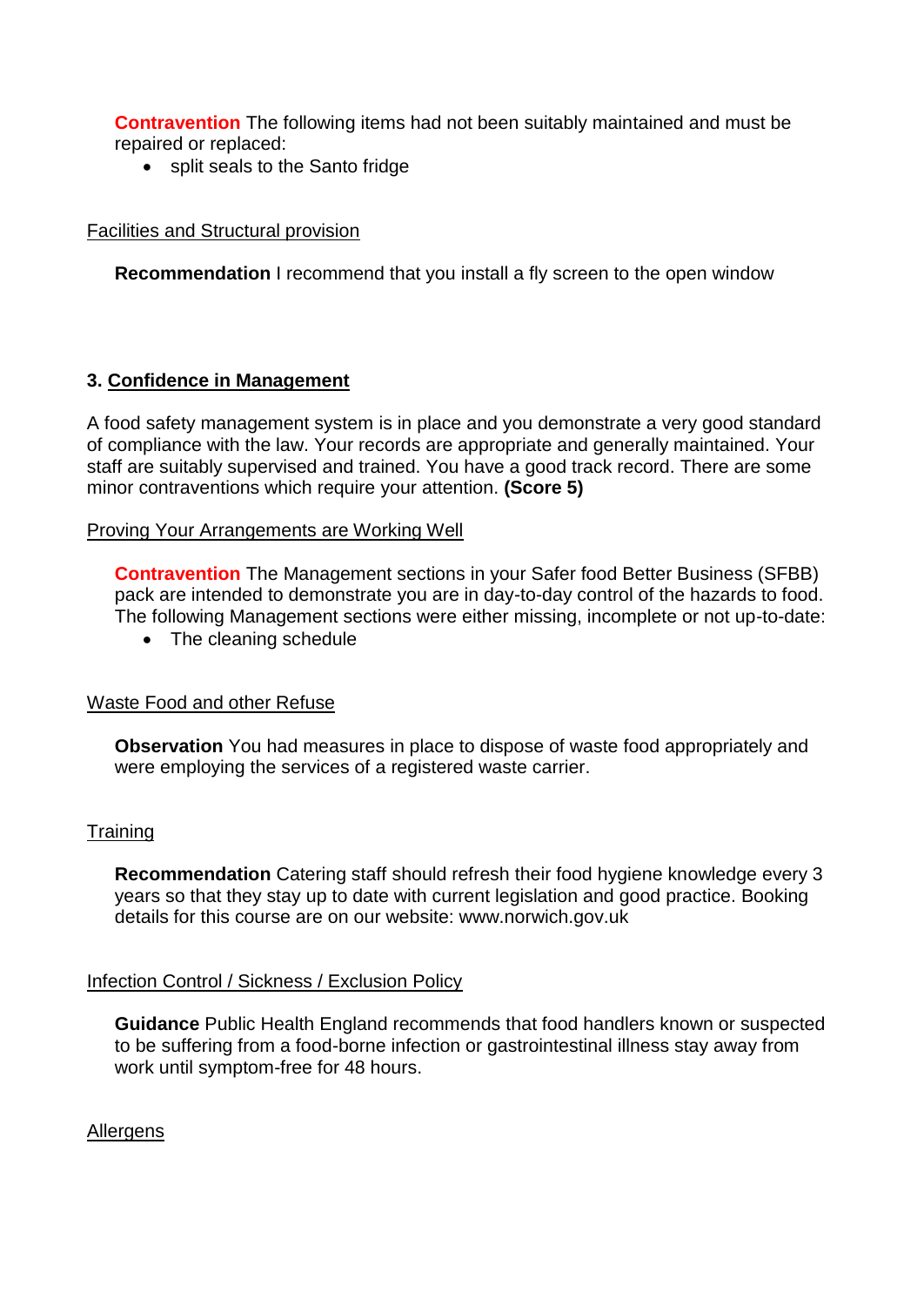**Contravention** The following items had not been suitably maintained and must be repaired or replaced:

- split seals to the Santo fridge

Facilities and Structural provision

**Recommendation** I recommend that you install a fly screen to the open window

### 3. Confidence in Management

A food safety management system is in place and you demonstrate a very good standard of compliance with the law. Your records are appropriate and generally maintained. Your staff are suitably supervised and trained. You have a good track record. There are some minor contraventions which require your attention. **(Score 5)**

Proving Your Arrangements are Working Well

**Contravention** The Management sections in your Safer food Better Business (SFBB) pack are intended to demonstrate you are in day-to-day control of the hazards to food. The following Management sections were either missing, incomplete or not up-to-date:

- The cleaning schedule

Waste Food and other Refuse

**Observation** You had measures in place to dispose of waste food appropriately and were employing the services of a registered waste carrier.

Training

**Recommendation** Catering staff should refresh their food hygiene knowledge every 3 years so that they stay up to date with current legislation and good practice. Booking details for this course are on our website: www.norwich.gov.uk

Infection Control / Sickness / Exclusion Policy

**Guidance** Public Health England recommends that food handlers known or suspected to be suffering from a food-borne infection or gastrointestinal illness stay away from work until symptom-free for 48 hours.

Allergens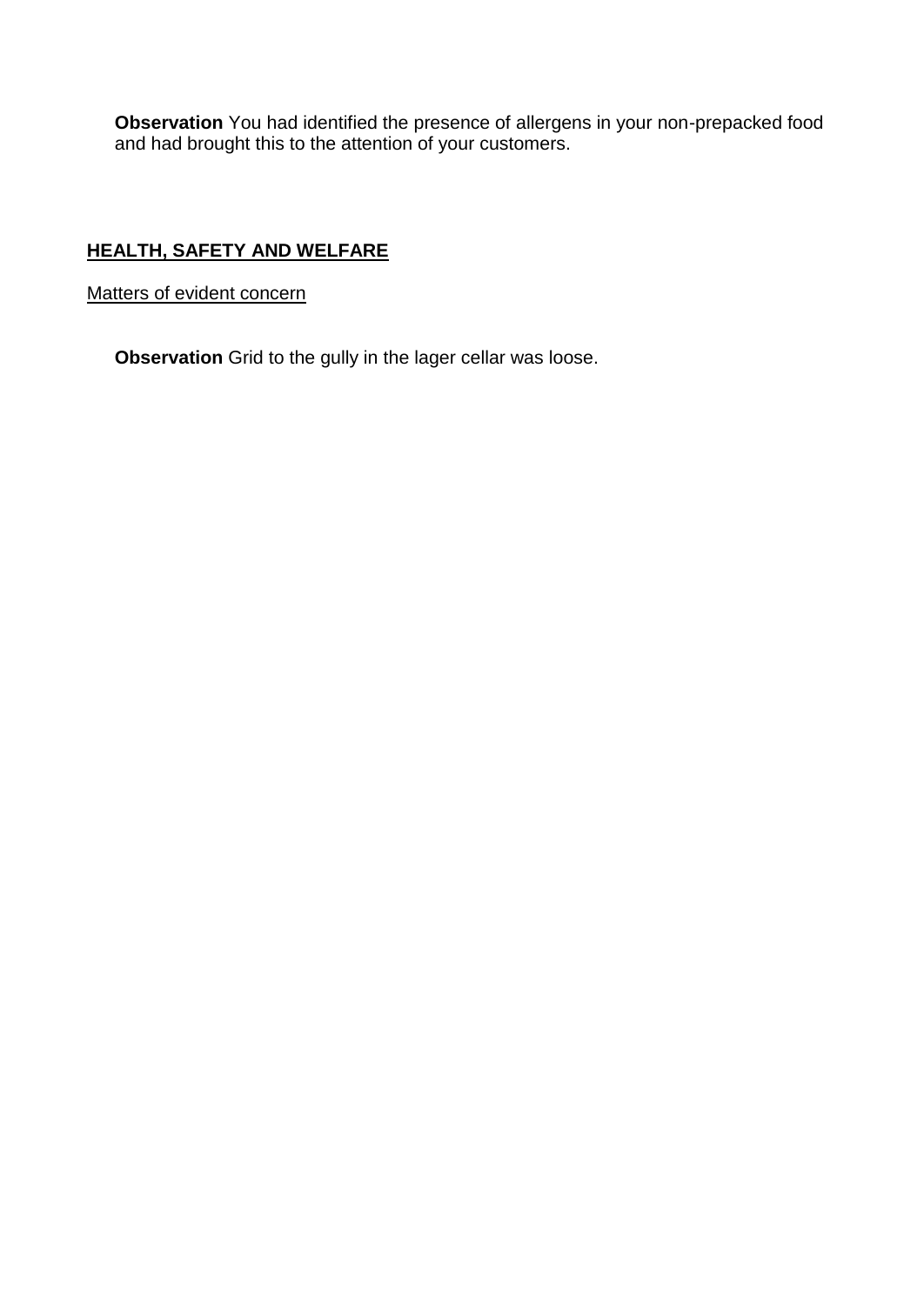**Observation** You had identified the presence of allergens in your non-prepacked food and had brought this to the attention of your customers.

## HEALTH, SAFETY AND WELFARE

Matters of evident concern

**Observation** Grid to the gully in the lager cellar was loose.